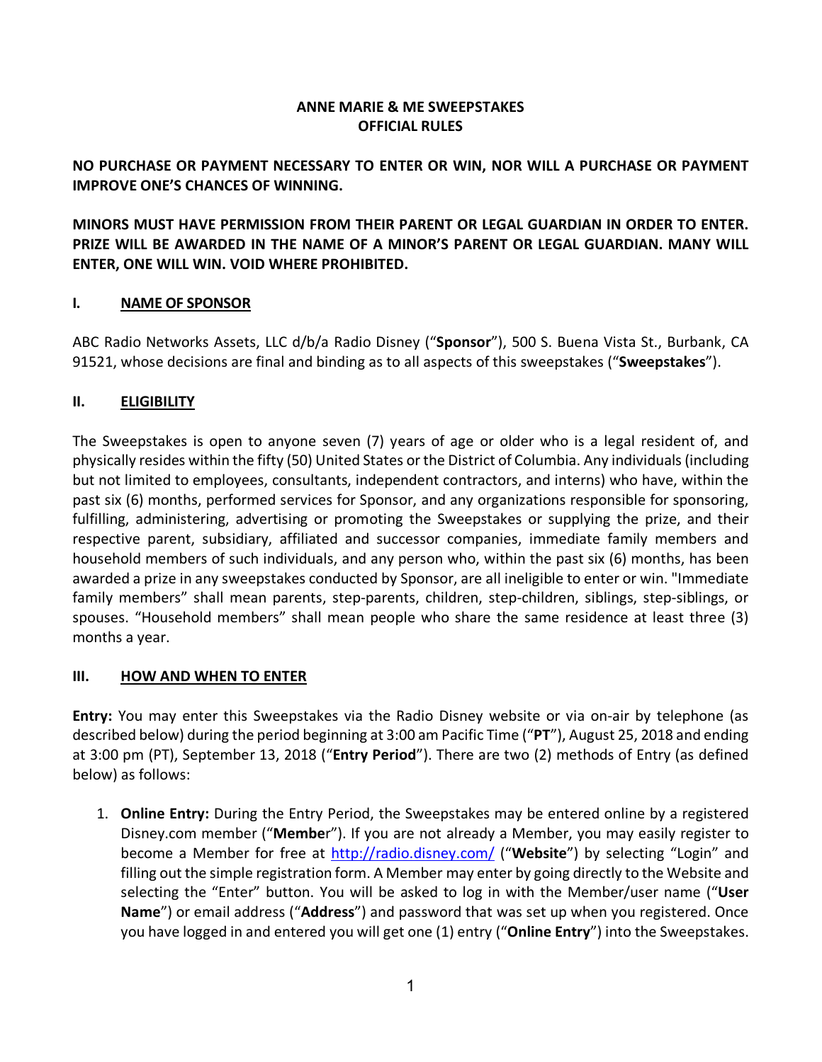# ANNE MARIE & ME SWEEPSTAKES
# OFFICIAL RULES

**NO PURCHASE OR PAYMENT NECESSARY TO ENTER OR WIN, NOR WILL A PURCHASE OR PAYMENT IMPROVE ONE'S CHANCES OF WINNING.**

**MINORS MUST HAVE PERMISSION FROM THEIR PARENT OR LEGAL GUARDIAN IN ORDER TO ENTER. PRIZE WILL BE AWARDED IN THE NAME OF A MINOR'S PARENT OR LEGAL GUARDIAN. MANY WILL ENTER, ONE WILL WIN. VOID WHERE PROHIBITED.**

## I. NAME OF SPONSOR

ABC Radio Networks Assets, LLC d/b/a Radio Disney ("**Sponsor**"), 500 S. Buena Vista St., Burbank, CA 91521, whose decisions are final and binding as to all aspects of this sweepstakes ("**Sweepstakes**").

## II. ELIGIBILITY

The Sweepstakes is open to anyone seven (7) years of age or older who is a legal resident of, and physically resides within the fifty (50) United States or the District of Columbia. Any individuals (including but not limited to employees, consultants, independent contractors, and interns) who have, within the past six (6) months, performed services for Sponsor, and any organizations responsible for sponsoring, fulfilling, administering, advertising or promoting the Sweepstakes or supplying the prize, and their respective parent, subsidiary, affiliated and successor companies, immediate family members and household members of such individuals, and any person who, within the past six (6) months, has been awarded a prize in any sweepstakes conducted by Sponsor, are all ineligible to enter or win. "Immediate family members" shall mean parents, step-parents, children, step-children, siblings, step-siblings, or spouses. "Household members" shall mean people who share the same residence at least three (3) months a year.

## III. HOW AND WHEN TO ENTER

**Entry:** You may enter this Sweepstakes via the Radio Disney website or via on-air by telephone (as described below) during the period beginning at 3:00 am Pacific Time ("**PT**"), August 25, 2018 and ending at 3:00 pm (PT), September 13, 2018 ("**Entry Period**"). There are two (2) methods of Entry (as defined below) as follows:

1. **Online Entry:** During the Entry Period, the Sweepstakes may be entered online by a registered Disney.com member ("**Member**"). If you are not already a Member, you may easily register to become a Member for free at http://radio.disney.com/ ("**Website**") by selecting "Login" and filling out the simple registration form. A Member may enter by going directly to the Website and selecting the "Enter" button. You will be asked to log in with the Member/user name ("**User Name**") or email address ("**Address**") and password that was set up when you registered. Once you have logged in and entered you will get one (1) entry ("**Online Entry**") into the Sweepstakes.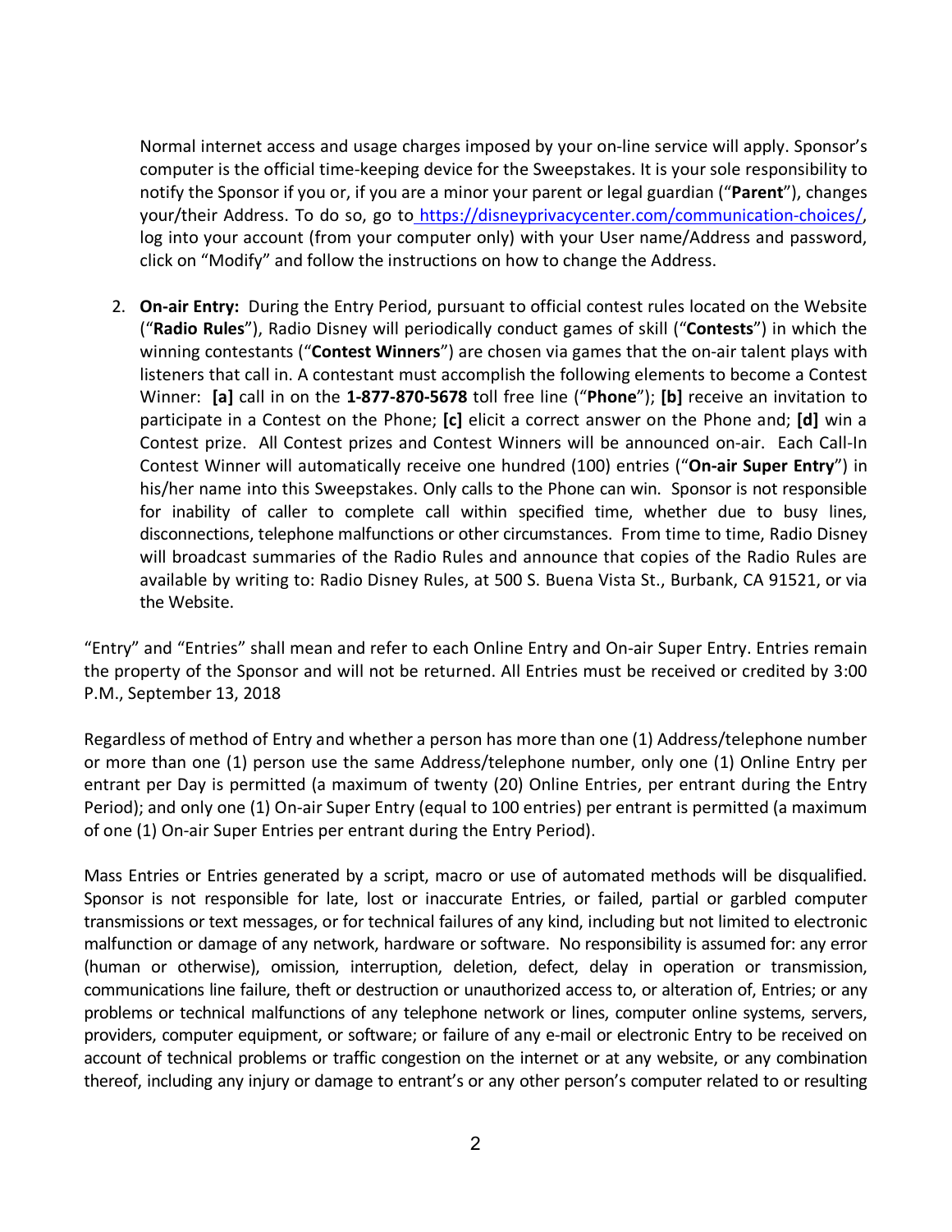Normal internet access and usage charges imposed by your on-line service will apply. Sponsor's computer is the official time-keeping device for the Sweepstakes. It is your sole responsibility to notify the Sponsor if you or, if you are a minor your parent or legal guardian ("**Parent**"), changes your/their Address. To do so, go to https://disneyprivacycenter.com/communication-choices/, log into your account (from your computer only) with your User name/Address and password, click on "Modify" and follow the instructions on how to change the Address.

2. **On-air Entry:** During the Entry Period, pursuant to official contest rules located on the Website ("**Radio Rules**"), Radio Disney will periodically conduct games of skill ("**Contests**") in which the winning contestants ("**Contest Winners**") are chosen via games that the on-air talent plays with listeners that call in. A contestant must accomplish the following elements to become a Contest Winner: **[a]** call in on the **1-877-870-5678** toll free line ("**Phone**"); **[b]** receive an invitation to participate in a Contest on the Phone; **[c]** elicit a correct answer on the Phone and; **[d]** win a Contest prize. All Contest prizes and Contest Winners will be announced on-air. Each Call-In Contest Winner will automatically receive one hundred (100) entries ("**On-air Super Entry**") in his/her name into this Sweepstakes. Only calls to the Phone can win. Sponsor is not responsible for inability of caller to complete call within specified time, whether due to busy lines, disconnections, telephone malfunctions or other circumstances. From time to time, Radio Disney will broadcast summaries of the Radio Rules and announce that copies of the Radio Rules are available by writing to: Radio Disney Rules, at 500 S. Buena Vista St., Burbank, CA 91521, or via the Website.

"Entry" and "Entries" shall mean and refer to each Online Entry and On-air Super Entry. Entries remain the property of the Sponsor and will not be returned. All Entries must be received or credited by 3:00 P.M., September 13, 2018

Regardless of method of Entry and whether a person has more than one (1) Address/telephone number or more than one (1) person use the same Address/telephone number, only one (1) Online Entry per entrant per Day is permitted (a maximum of twenty (20) Online Entries, per entrant during the Entry Period); and only one (1) On-air Super Entry (equal to 100 entries) per entrant is permitted (a maximum of one (1) On-air Super Entries per entrant during the Entry Period).

Mass Entries or Entries generated by a script, macro or use of automated methods will be disqualified. Sponsor is not responsible for late, lost or inaccurate Entries, or failed, partial or garbled computer transmissions or text messages, or for technical failures of any kind, including but not limited to electronic malfunction or damage of any network, hardware or software. No responsibility is assumed for: any error (human or otherwise), omission, interruption, deletion, defect, delay in operation or transmission, communications line failure, theft or destruction or unauthorized access to, or alteration of, Entries; or any problems or technical malfunctions of any telephone network or lines, computer online systems, servers, providers, computer equipment, or software; or failure of any e-mail or electronic Entry to be received on account of technical problems or traffic congestion on the internet or at any website, or any combination thereof, including any injury or damage to entrant's or any other person's computer related to or resulting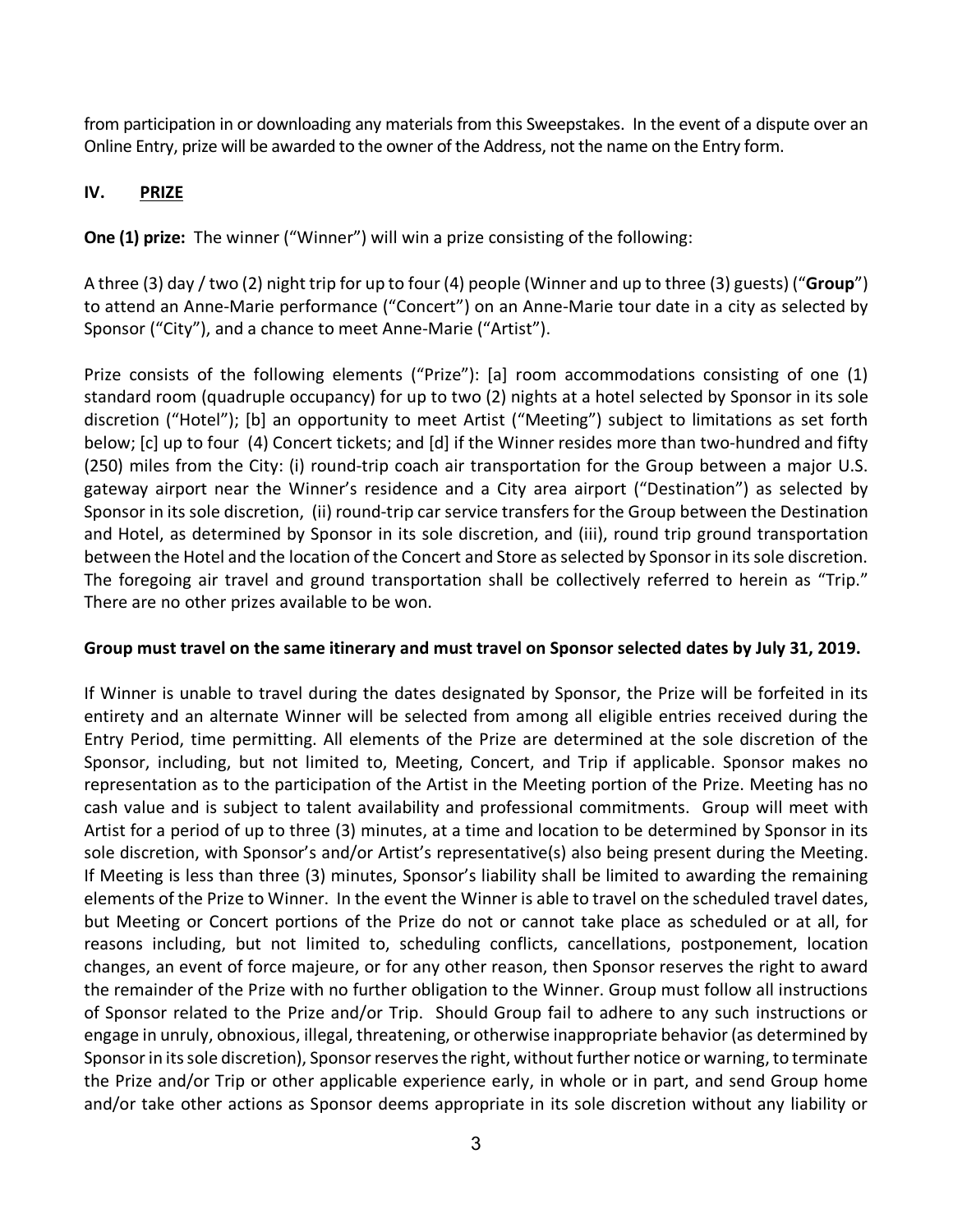from participation in or downloading any materials from this Sweepstakes. In the event of a dispute over an Online Entry, prize will be awarded to the owner of the Address, not the name on the Entry form.

## IV. PRIZE

**One (1) prize:** The winner ("Winner") will win a prize consisting of the following:

A three (3) day / two (2) night trip for up to four (4) people (Winner and up to three (3) guests) ("**Group**") to attend an Anne-Marie performance ("Concert") on an Anne-Marie tour date in a city as selected by Sponsor ("City"), and a chance to meet Anne-Marie ("Artist").

Prize consists of the following elements ("Prize"): [a] room accommodations consisting of one (1) standard room (quadruple occupancy) for up to two (2) nights at a hotel selected by Sponsor in its sole discretion ("Hotel"); [b] an opportunity to meet Artist ("Meeting") subject to limitations as set forth below; [c] up to four (4) Concert tickets; and [d] if the Winner resides more than two-hundred and fifty (250) miles from the City: (i) round-trip coach air transportation for the Group between a major U.S. gateway airport near the Winner's residence and a City area airport ("Destination") as selected by Sponsor in its sole discretion, (ii) round-trip car service transfers for the Group between the Destination and Hotel, as determined by Sponsor in its sole discretion, and (iii), round trip ground transportation between the Hotel and the location of the Concert and Store as selected by Sponsor in its sole discretion. The foregoing air travel and ground transportation shall be collectively referred to herein as "Trip." There are no other prizes available to be won.

**Group must travel on the same itinerary and must travel on Sponsor selected dates by July 31, 2019.**

If Winner is unable to travel during the dates designated by Sponsor, the Prize will be forfeited in its entirety and an alternate Winner will be selected from among all eligible entries received during the Entry Period, time permitting. All elements of the Prize are determined at the sole discretion of the Sponsor, including, but not limited to, Meeting, Concert, and Trip if applicable. Sponsor makes no representation as to the participation of the Artist in the Meeting portion of the Prize. Meeting has no cash value and is subject to talent availability and professional commitments. Group will meet with Artist for a period of up to three (3) minutes, at a time and location to be determined by Sponsor in its sole discretion, with Sponsor's and/or Artist's representative(s) also being present during the Meeting. If Meeting is less than three (3) minutes, Sponsor's liability shall be limited to awarding the remaining elements of the Prize to Winner. In the event the Winner is able to travel on the scheduled travel dates, but Meeting or Concert portions of the Prize do not or cannot take place as scheduled or at all, for reasons including, but not limited to, scheduling conflicts, cancellations, postponement, location changes, an event of force majeure, or for any other reason, then Sponsor reserves the right to award the remainder of the Prize with no further obligation to the Winner. Group must follow all instructions of Sponsor related to the Prize and/or Trip. Should Group fail to adhere to any such instructions or engage in unruly, obnoxious, illegal, threatening, or otherwise inappropriate behavior (as determined by Sponsor in its sole discretion), Sponsor reserves the right, without further notice or warning, to terminate the Prize and/or Trip or other applicable experience early, in whole or in part, and send Group home and/or take other actions as Sponsor deems appropriate in its sole discretion without any liability or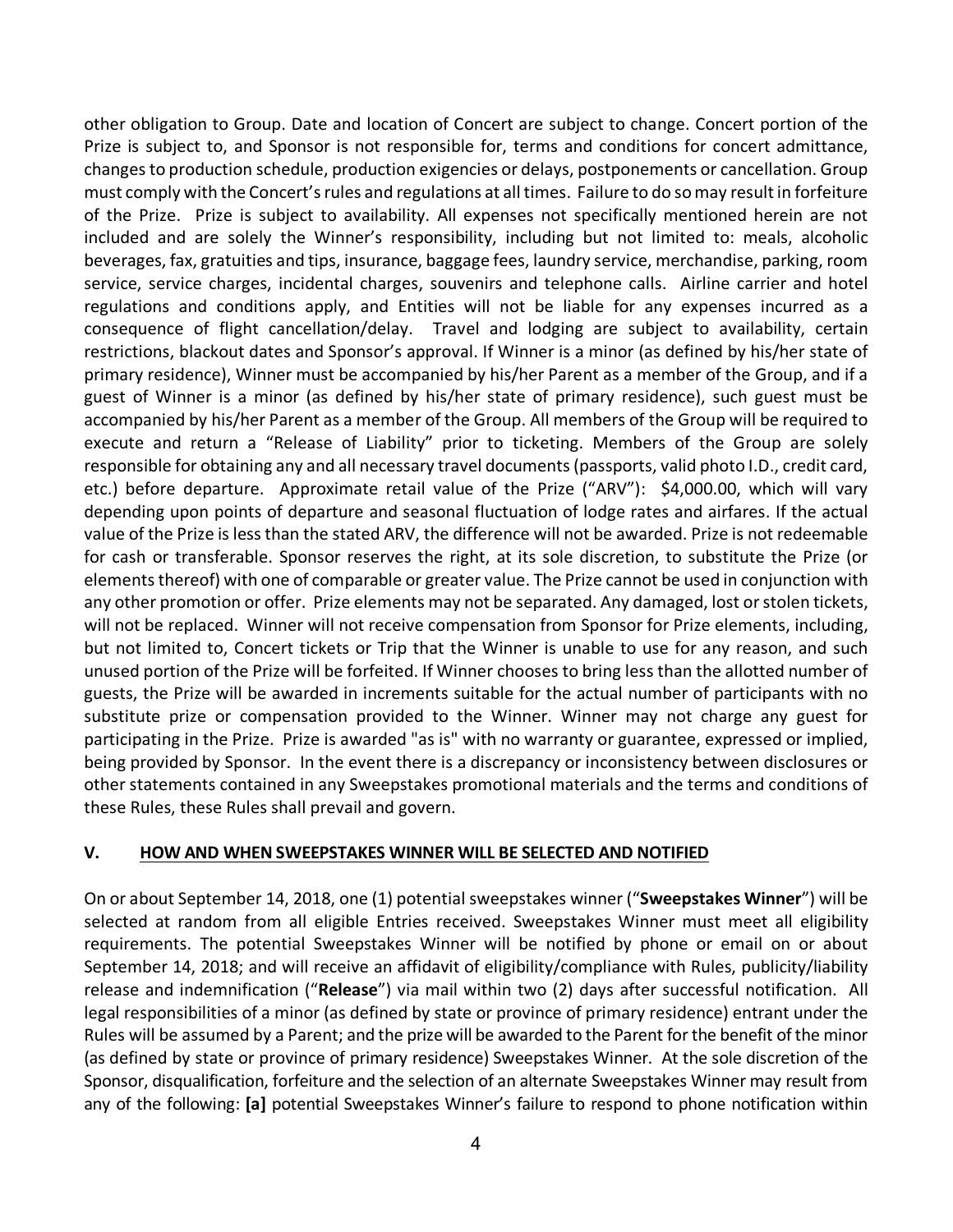other obligation to Group. Date and location of Concert are subject to change. Concert portion of the Prize is subject to, and Sponsor is not responsible for, terms and conditions for concert admittance, changes to production schedule, production exigencies or delays, postponements or cancellation. Group must comply with the Concert's rules and regulations at all times. Failure to do so may result in forfeiture of the Prize. Prize is subject to availability. All expenses not specifically mentioned herein are not included and are solely the Winner's responsibility, including but not limited to: meals, alcoholic beverages, fax, gratuities and tips, insurance, baggage fees, laundry service, merchandise, parking, room service, service charges, incidental charges, souvenirs and telephone calls. Airline carrier and hotel regulations and conditions apply, and Entities will not be liable for any expenses incurred as a consequence of flight cancellation/delay. Travel and lodging are subject to availability, certain restrictions, blackout dates and Sponsor's approval. If Winner is a minor (as defined by his/her state of primary residence), Winner must be accompanied by his/her Parent as a member of the Group, and if a guest of Winner is a minor (as defined by his/her state of primary residence), such guest must be accompanied by his/her Parent as a member of the Group. All members of the Group will be required to execute and return a "Release of Liability" prior to ticketing. Members of the Group are solely responsible for obtaining any and all necessary travel documents (passports, valid photo I.D., credit card, etc.) before departure. Approximate retail value of the Prize ("ARV"): $4,000.00, which will vary depending upon points of departure and seasonal fluctuation of lodge rates and airfares. If the actual value of the Prize is less than the stated ARV, the difference will not be awarded. Prize is not redeemable for cash or transferable. Sponsor reserves the right, at its sole discretion, to substitute the Prize (or elements thereof) with one of comparable or greater value. The Prize cannot be used in conjunction with any other promotion or offer. Prize elements may not be separated. Any damaged, lost or stolen tickets, will not be replaced. Winner will not receive compensation from Sponsor for Prize elements, including, but not limited to, Concert tickets or Trip that the Winner is unable to use for any reason, and such unused portion of the Prize will be forfeited. If Winner chooses to bring less than the allotted number of guests, the Prize will be awarded in increments suitable for the actual number of participants with no substitute prize or compensation provided to the Winner. Winner may not charge any guest for participating in the Prize. Prize is awarded "as is" with no warranty or guarantee, expressed or implied, being provided by Sponsor. In the event there is a discrepancy or inconsistency between disclosures or other statements contained in any Sweepstakes promotional materials and the terms and conditions of these Rules, these Rules shall prevail and govern.

## V. HOW AND WHEN SWEEPSTAKES WINNER WILL BE SELECTED AND NOTIFIED

On or about September 14, 2018, one (1) potential sweepstakes winner ("**Sweepstakes Winner**") will be selected at random from all eligible Entries received. Sweepstakes Winner must meet all eligibility requirements. The potential Sweepstakes Winner will be notified by phone or email on or about September 14, 2018; and will receive an affidavit of eligibility/compliance with Rules, publicity/liability release and indemnification ("**Release**") via mail within two (2) days after successful notification. All legal responsibilities of a minor (as defined by state or province of primary residence) entrant under the Rules will be assumed by a Parent; and the prize will be awarded to the Parent for the benefit of the minor (as defined by state or province of primary residence) Sweepstakes Winner. At the sole discretion of the Sponsor, disqualification, forfeiture and the selection of an alternate Sweepstakes Winner may result from any of the following: **[a]** potential Sweepstakes Winner's failure to respond to phone notification within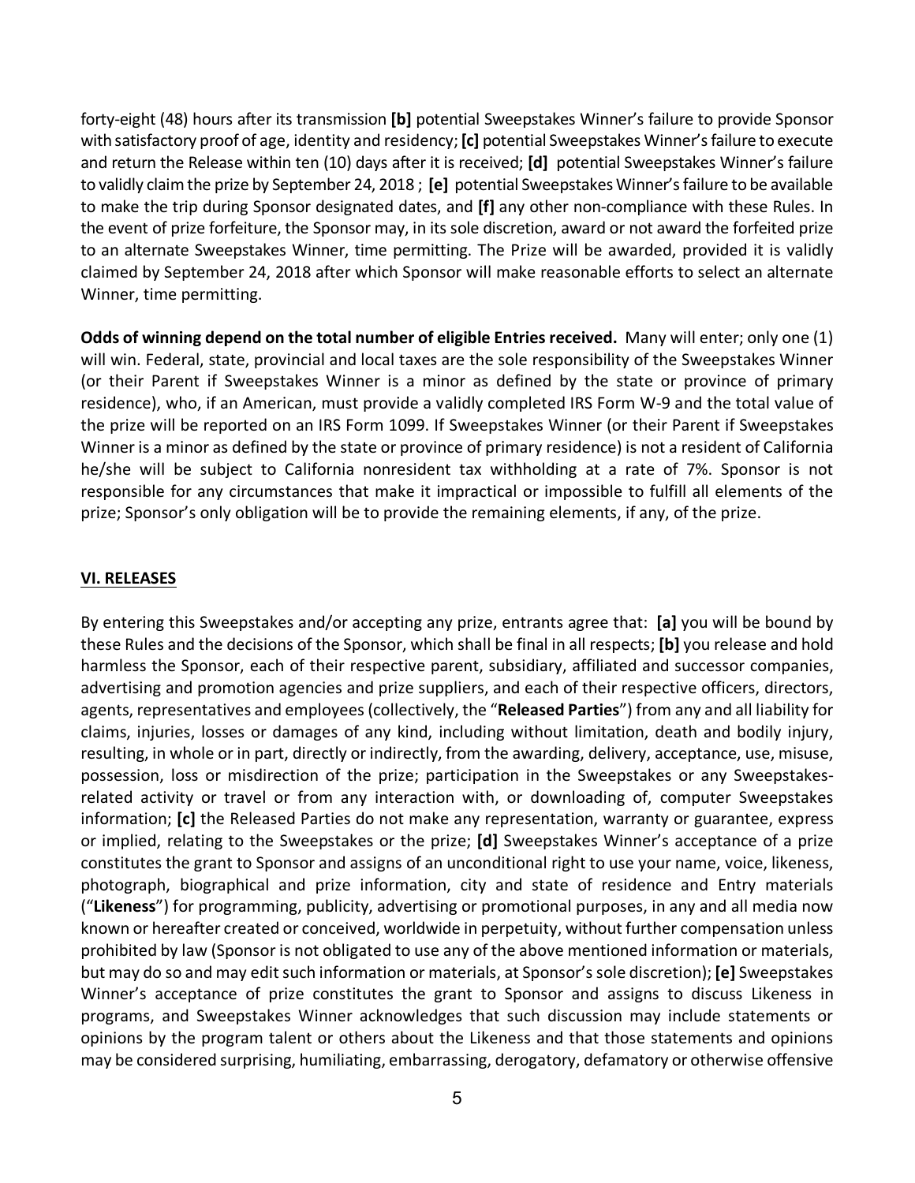forty-eight (48) hours after its transmission **[b]** potential Sweepstakes Winner's failure to provide Sponsor with satisfactory proof of age, identity and residency; **[c]** potential Sweepstakes Winner's failure to execute and return the Release within ten (10) days after it is received; **[d]** potential Sweepstakes Winner's failure to validly claim the prize by September 24, 2018 ; **[e]** potential Sweepstakes Winner's failure to be available to make the trip during Sponsor designated dates, and **[f]** any other non-compliance with these Rules. In the event of prize forfeiture, the Sponsor may, in its sole discretion, award or not award the forfeited prize to an alternate Sweepstakes Winner, time permitting. The Prize will be awarded, provided it is validly claimed by September 24, 2018 after which Sponsor will make reasonable efforts to select an alternate Winner, time permitting.

**Odds of winning depend on the total number of eligible Entries received.** Many will enter; only one (1) will win. Federal, state, provincial and local taxes are the sole responsibility of the Sweepstakes Winner (or their Parent if Sweepstakes Winner is a minor as defined by the state or province of primary residence), who, if an American, must provide a validly completed IRS Form W-9 and the total value of the prize will be reported on an IRS Form 1099. If Sweepstakes Winner (or their Parent if Sweepstakes Winner is a minor as defined by the state or province of primary residence) is not a resident of California he/she will be subject to California nonresident tax withholding at a rate of 7%. Sponsor is not responsible for any circumstances that make it impractical or impossible to fulfill all elements of the prize; Sponsor's only obligation will be to provide the remaining elements, if any, of the prize.

## VI. RELEASES

By entering this Sweepstakes and/or accepting any prize, entrants agree that: **[a]** you will be bound by these Rules and the decisions of the Sponsor, which shall be final in all respects; **[b]** you release and hold harmless the Sponsor, each of their respective parent, subsidiary, affiliated and successor companies, advertising and promotion agencies and prize suppliers, and each of their respective officers, directors, agents, representatives and employees (collectively, the "**Released Parties**") from any and all liability for claims, injuries, losses or damages of any kind, including without limitation, death and bodily injury, resulting, in whole or in part, directly or indirectly, from the awarding, delivery, acceptance, use, misuse, possession, loss or misdirection of the prize; participation in the Sweepstakes or any Sweepstakes-related activity or travel or from any interaction with, or downloading of, computer Sweepstakes information; **[c]** the Released Parties do not make any representation, warranty or guarantee, express or implied, relating to the Sweepstakes or the prize; **[d]** Sweepstakes Winner's acceptance of a prize constitutes the grant to Sponsor and assigns of an unconditional right to use your name, voice, likeness, photograph, biographical and prize information, city and state of residence and Entry materials ("**Likeness**") for programming, publicity, advertising or promotional purposes, in any and all media now known or hereafter created or conceived, worldwide in perpetuity, without further compensation unless prohibited by law (Sponsor is not obligated to use any of the above mentioned information or materials, but may do so and may edit such information or materials, at Sponsor's sole discretion); **[e]** Sweepstakes Winner's acceptance of prize constitutes the grant to Sponsor and assigns to discuss Likeness in programs, and Sweepstakes Winner acknowledges that such discussion may include statements or opinions by the program talent or others about the Likeness and that those statements and opinions may be considered surprising, humiliating, embarrassing, derogatory, defamatory or otherwise offensive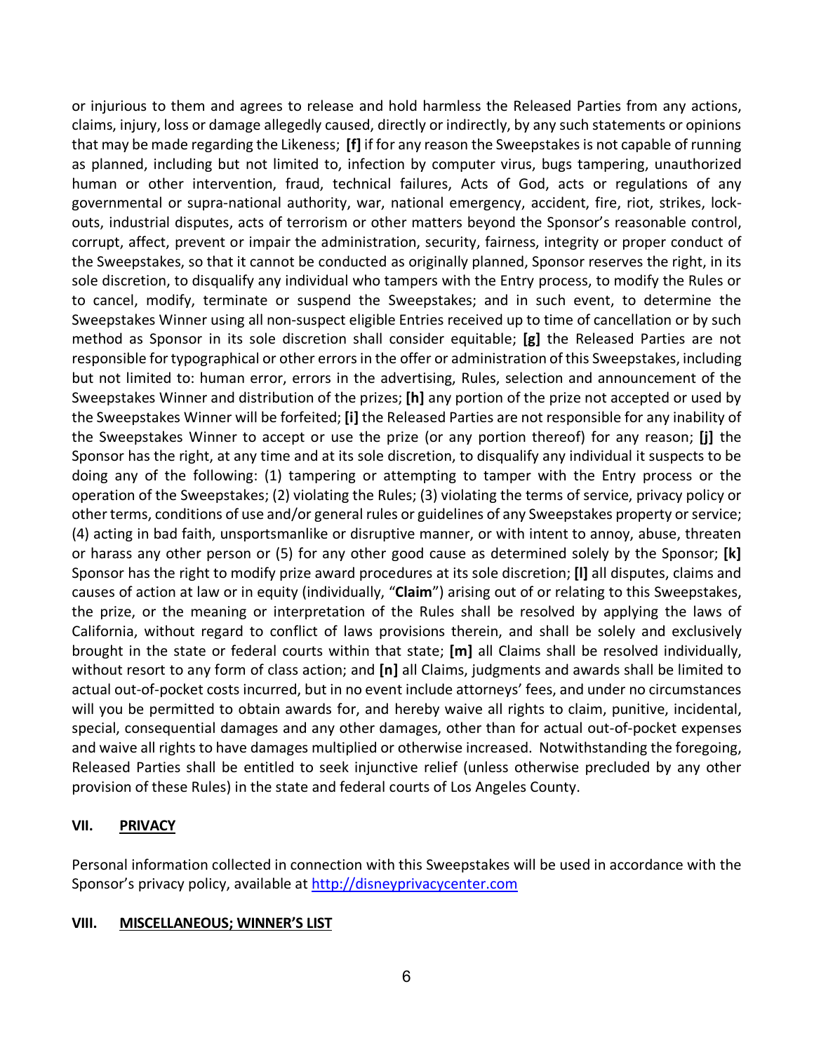or injurious to them and agrees to release and hold harmless the Released Parties from any actions, claims, injury, loss or damage allegedly caused, directly or indirectly, by any such statements or opinions that may be made regarding the Likeness; **[f]** if for any reason the Sweepstakes is not capable of running as planned, including but not limited to, infection by computer virus, bugs tampering, unauthorized human or other intervention, fraud, technical failures, Acts of God, acts or regulations of any governmental or supra-national authority, war, national emergency, accident, fire, riot, strikes, lock-outs, industrial disputes, acts of terrorism or other matters beyond the Sponsor's reasonable control, corrupt, affect, prevent or impair the administration, security, fairness, integrity or proper conduct of the Sweepstakes, so that it cannot be conducted as originally planned, Sponsor reserves the right, in its sole discretion, to disqualify any individual who tampers with the Entry process, to modify the Rules or to cancel, modify, terminate or suspend the Sweepstakes; and in such event, to determine the Sweepstakes Winner using all non-suspect eligible Entries received up to time of cancellation or by such method as Sponsor in its sole discretion shall consider equitable; **[g]** the Released Parties are not responsible for typographical or other errors in the offer or administration of this Sweepstakes, including but not limited to: human error, errors in the advertising, Rules, selection and announcement of the Sweepstakes Winner and distribution of the prizes; **[h]** any portion of the prize not accepted or used by the Sweepstakes Winner will be forfeited; **[i]** the Released Parties are not responsible for any inability of the Sweepstakes Winner to accept or use the prize (or any portion thereof) for any reason; **[j]** the Sponsor has the right, at any time and at its sole discretion, to disqualify any individual it suspects to be doing any of the following: (1) tampering or attempting to tamper with the Entry process or the operation of the Sweepstakes; (2) violating the Rules; (3) violating the terms of service, privacy policy or other terms, conditions of use and/or general rules or guidelines of any Sweepstakes property or service; (4) acting in bad faith, unsportsmanlike or disruptive manner, or with intent to annoy, abuse, threaten or harass any other person or (5) for any other good cause as determined solely by the Sponsor; **[k]** Sponsor has the right to modify prize award procedures at its sole discretion; **[l]** all disputes, claims and causes of action at law or in equity (individually, "**Claim**") arising out of or relating to this Sweepstakes, the prize, or the meaning or interpretation of the Rules shall be resolved by applying the laws of California, without regard to conflict of laws provisions therein, and shall be solely and exclusively brought in the state or federal courts within that state; **[m]** all Claims shall be resolved individually, without resort to any form of class action; and **[n]** all Claims, judgments and awards shall be limited to actual out-of-pocket costs incurred, but in no event include attorneys' fees, and under no circumstances will you be permitted to obtain awards for, and hereby waive all rights to claim, punitive, incidental, special, consequential damages and any other damages, other than for actual out-of-pocket expenses and waive all rights to have damages multiplied or otherwise increased. Notwithstanding the foregoing, Released Parties shall be entitled to seek injunctive relief (unless otherwise precluded by any other provision of these Rules) in the state and federal courts of Los Angeles County.

## VII. PRIVACY

Personal information collected in connection with this Sweepstakes will be used in accordance with the Sponsor's privacy policy, available at http://disneyprivacycenter.com

## VIII. MISCELLANEOUS; WINNER'S LIST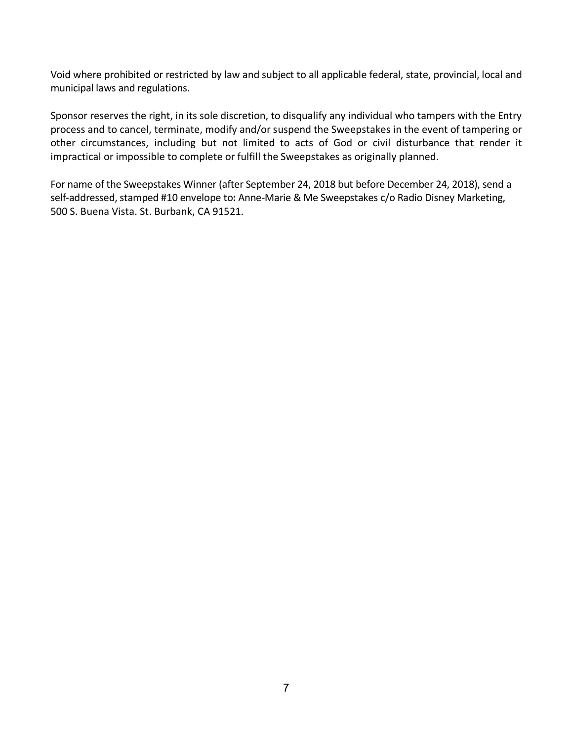Void where prohibited or restricted by law and subject to all applicable federal, state, provincial, local and municipal laws and regulations.

Sponsor reserves the right, in its sole discretion, to disqualify any individual who tampers with the Entry process and to cancel, terminate, modify and/or suspend the Sweepstakes in the event of tampering or other circumstances, including but not limited to acts of God or civil disturbance that render it impractical or impossible to complete or fulfill the Sweepstakes as originally planned.

For name of the Sweepstakes Winner (after September 24, 2018 but before December 24, 2018), send a self-addressed, stamped #10 envelope to**:** Anne-Marie & Me Sweepstakes c/o Radio Disney Marketing, 500 S. Buena Vista. St. Burbank, CA 91521.